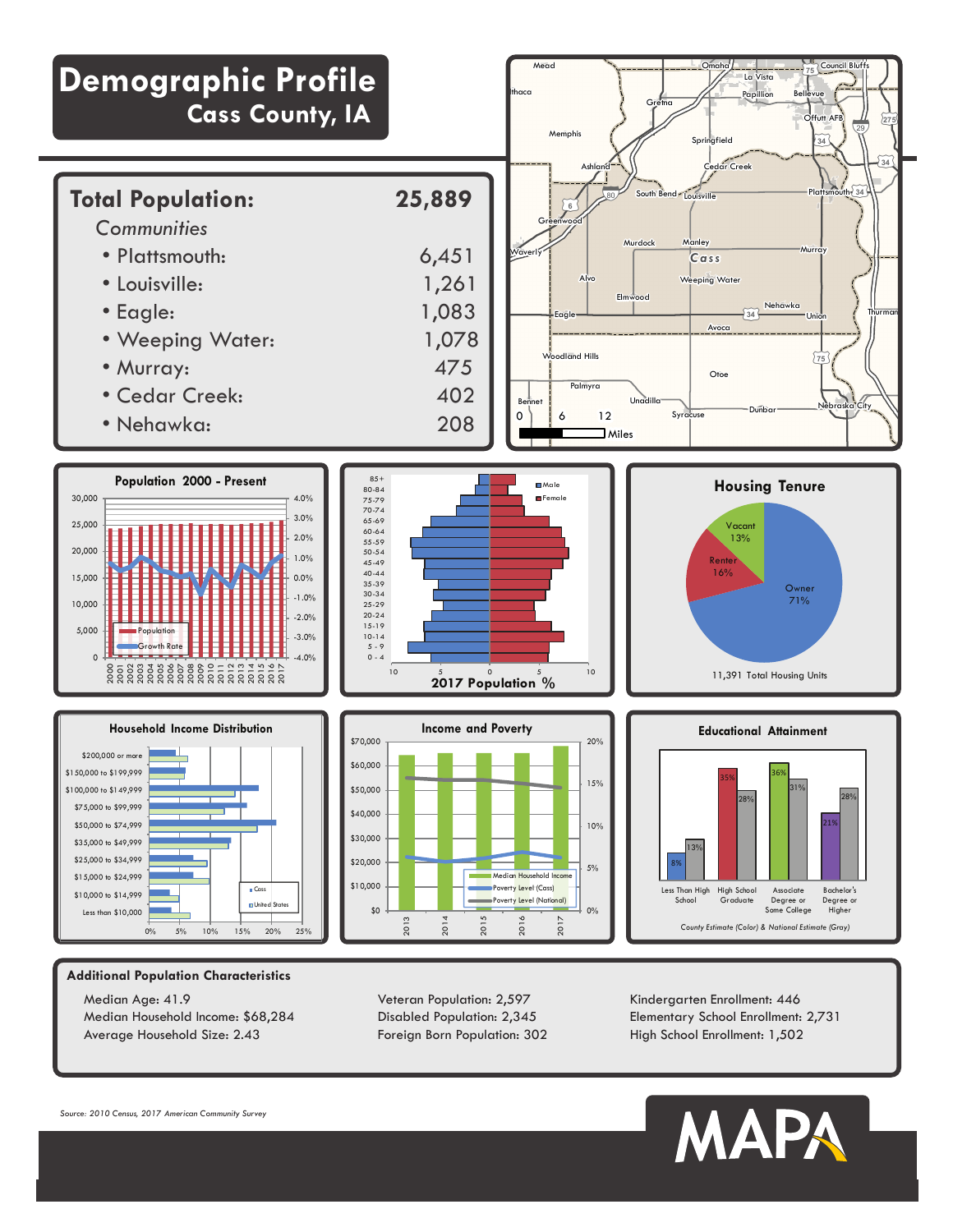# Demographic Profile

## Cass County, IA

**Total Population: 25,889**

*Communities*

| Community | Population |
|---|---|
| • Plattsmouth: | 6,451 |
| • Louisville: | 1,261 |
| • Eagle: | 1,083 |
| • Weeping Water: | 1,078 |
| • Murray: | 475 |
| • Cedar Creek: | 402 |
| • Nehawka: | 208 |

### Population 2000 - Present

### 2017 Population %

### Housing Tenure

| Tenure | Share |
|---|---|
| Owner | 71% |
| Renter | 16% |
| Vacant | 13% |

11,391 Total Housing Units

### Household Income Distribution

### Income and Poverty

### Educational Attainment

| | Less Than High School | High School Graduate | Associate Degree or Some College | Bachelor's Degree or Higher |
|---|---|---|---|---|
| County | 8% | 35% | 36% | 21% |
| National | 13% | 28% | 31% | 28% |

County Estimate (Color) & National Estimate (Gray)

### Additional Population Characteristics

Median Age: 41.9
Median Household Income: $68,284
Average Household Size: 2.43

Veteran Population: 2,597
Disabled Population: 2,345
Foreign Born Population: 302

Kindergarten Enrollment: 446
Elementary School Enrollment: 2,731
High School Enrollment: 1,502

*Source: 2010 Census, 2017 American Community Survey*

MAPA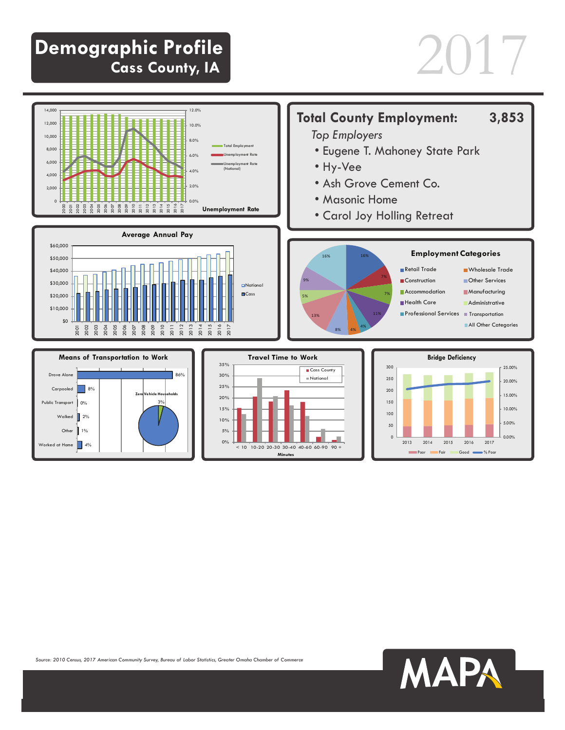# Demographic Profile
## Cass County, IA

2017

14,000
12,000
10,000
8,000
6,000
4,000
2,000
0

12.0%
10.0%
8.0%
6.0%
4.0%
2.0%
0.0%

2000 2001 2002 2003 2004 2005 2006 2007 2008 2009 2010 2011 2012 2013 2014 2015 2016 2017

Total Employment
Unemployment Rate
Unemployment Rate (National)

**Unemployment Rate**

## Total County Employment: 3,853

*Top Employers*

- Eugene T. Mahoney State Park
- Hy-Vee
- Ash Grove Cement Co.
- Masonic Home
- Carol Joy Holling Retreat

**Average Annual Pay**

$60,000
$50,000
$40,000
$30,000
$20,000
$10,000
$0

2001 2002 2003 2004 2005 2006 2007 2008 2009 2010 2011 2012 2013 2014 2015 2016 2017

National
Cass

**Employment Categories**

16% 16% 7% 7% 11% 4% 4% 8% 13% 5% 9%

Retail Trade
Wholesale Trade
Construction
Other Services
Accommodation
Manufacturing
Health Care
Administrative
Professional Services
Transportation
All Other Categories

**Means of Transportation to Work**

Drove Alone 86%
Carpooled 8%
Public Transport 0%
Walked 2%
Other 1%
Worked at Home 4%

**Zero Vehicle Households**

3%

**Travel Time to Work**

35%
30%
25%
20%
15%
10%
5%
0%

< 10 10-20 20-30 30-40 40-60 60-90 90 +

Minutes

Cass County
National

**Bridge Deficiency**

300
250
200
150
100
50
0

25.00%
20.00%
15.00%
10.00%
5.00%
0.00%

2013 2014 2015 2016 2017

Poor Fair Good % Poor

*Source: 2010 Census, 2017 American Community Survey, Bureau of Labor Statistics, Greater Omaha Chamber of Commerce*

MAPA